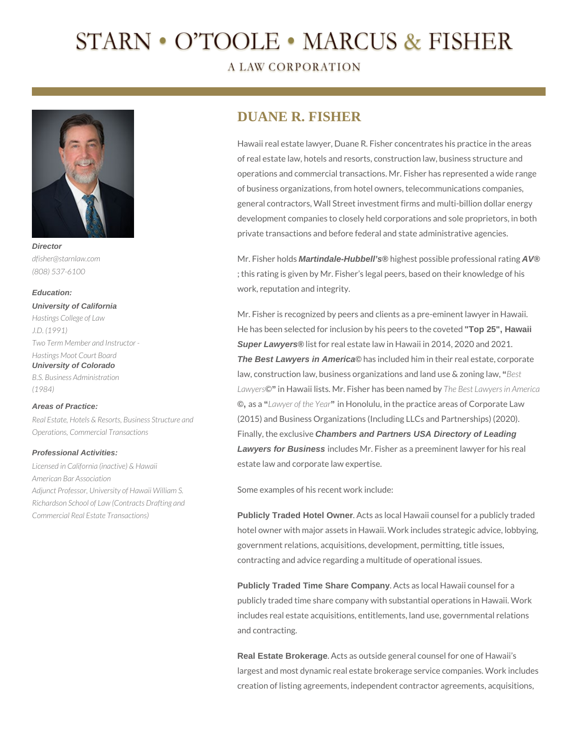# STARN • O'TOOLE • MARCUS & FISHER

A LAW CORPORATION

**Director**
*dfisher@starnlaw.com*
*(808) 537-6100*

**Education:**

**University of California**
*Hastings College of Law*
*J.D. (1991)*
*Two Term Member and Instructor - Hastings Moot Court Board*

**University of Colorado**
*B.S. Business Administration (1984)*

**Areas of Practice:**

*Real Estate, Hotels & Resorts, Business Structure and Operations, Commercial Transactions*

**Professional Activities:**

*Licensed in California (inactive) & Hawaii*
*American Bar Association*
*Adjunct Professor, University of Hawaii William S. Richardson School of Law (Contracts Drafting and Commercial Real Estate Transactions)*

## DUANE R. FISHER

Hawaii real estate lawyer, Duane R. Fisher concentrates his practice in the areas of real estate law, hotels and resorts, construction law, business structure and operations and commercial transactions. Mr. Fisher has represented a wide range of business organizations, from hotel owners, telecommunications companies, general contractors, Wall Street investment firms and multi-billion dollar energy development companies to closely held corporations and sole proprietors, in both private transactions and before federal and state administrative agencies.

Mr. Fisher holds ***Martindale-Hubbell's®*** highest possible professional rating ***AV®***; this rating is given by Mr. Fisher's legal peers, based on their knowledge of his work, reputation and integrity.

Mr. Fisher is recognized by peers and clients as a pre-eminent lawyer in Hawaii. He has been selected for inclusion by his peers to the coveted **"Top 25", Hawaii *Super Lawyers®*** list for real estate law in Hawaii in 2014, 2020 and 2021. ***The Best Lawyers in America©*** has included him in their real estate, corporate law, construction law, business organizations and land use & zoning law, **"***Best Lawyers***©"** in Hawaii lists. Mr. Fisher has been named by *The Best Lawyers in America* **©,** as a **"***Lawyer of the Year***"** in Honolulu, in the practice areas of Corporate Law (2015) and Business Organizations (Including LLCs and Partnerships) (2020). Finally, the exclusive ***Chambers and Partners USA Directory of Leading Lawyers for Business*** includes Mr. Fisher as a preeminent lawyer for his real estate law and corporate law expertise.

Some examples of his recent work include:

**Publicly Traded Hotel Owner**. Acts as local Hawaii counsel for a publicly traded hotel owner with major assets in Hawaii. Work includes strategic advice, lobbying, government relations, acquisitions, development, permitting, title issues, contracting and advice regarding a multitude of operational issues.

**Publicly Traded Time Share Company**. Acts as local Hawaii counsel for a publicly traded time share company with substantial operations in Hawaii. Work includes real estate acquisitions, entitlements, land use, governmental relations and contracting.

**Real Estate Brokerage**. Acts as outside general counsel for one of Hawaii's largest and most dynamic real estate brokerage service companies. Work includes creation of listing agreements, independent contractor agreements, acquisitions,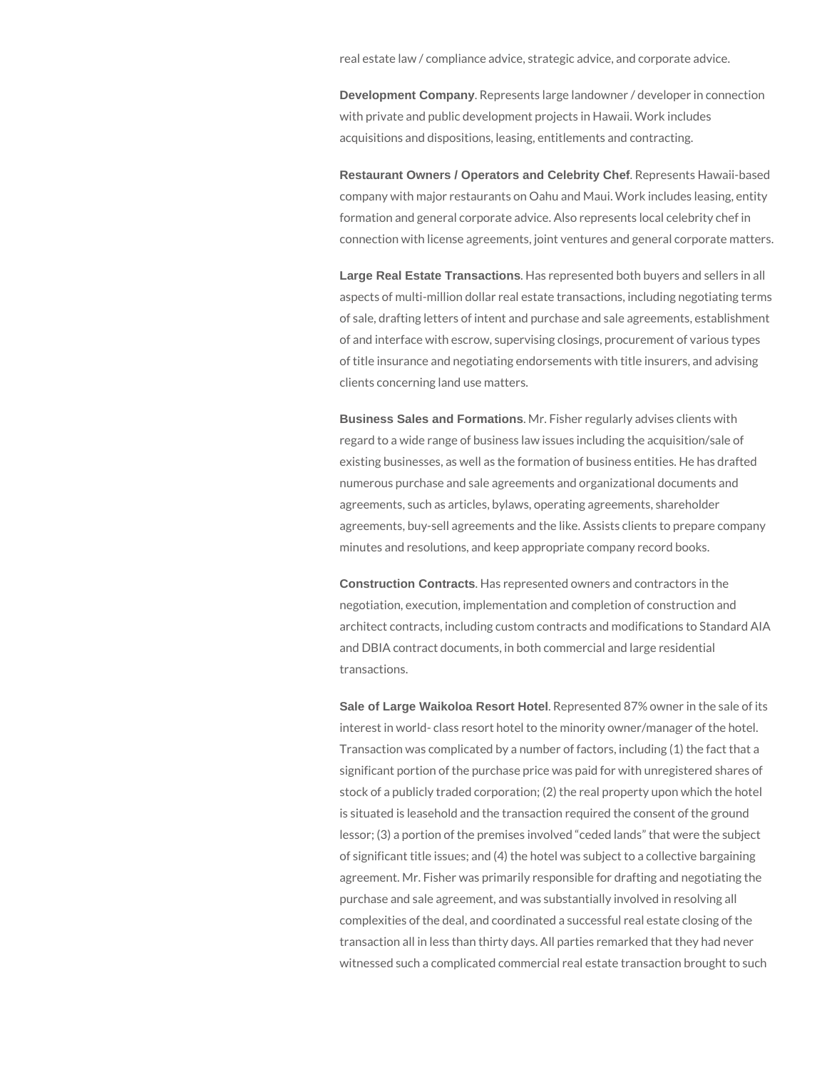real estate law / compliance advice, strategic advice, and corporate advice.

**Development Company**. Represents large landowner / developer in connection with private and public development projects in Hawaii. Work includes acquisitions and dispositions, leasing, entitlements and contracting.

**Restaurant Owners / Operators and Celebrity Chef**. Represents Hawaii-based company with major restaurants on Oahu and Maui. Work includes leasing, entity formation and general corporate advice. Also represents local celebrity chef in connection with license agreements, joint ventures and general corporate matters.

**Large Real Estate Transactions**. Has represented both buyers and sellers in all aspects of multi-million dollar real estate transactions, including negotiating terms of sale, drafting letters of intent and purchase and sale agreements, establishment of and interface with escrow, supervising closings, procurement of various types of title insurance and negotiating endorsements with title insurers, and advising clients concerning land use matters.

**Business Sales and Formations**. Mr. Fisher regularly advises clients with regard to a wide range of business law issues including the acquisition/sale of existing businesses, as well as the formation of business entities. He has drafted numerous purchase and sale agreements and organizational documents and agreements, such as articles, bylaws, operating agreements, shareholder agreements, buy-sell agreements and the like. Assists clients to prepare company minutes and resolutions, and keep appropriate company record books.

**Construction Contracts**. Has represented owners and contractors in the negotiation, execution, implementation and completion of construction and architect contracts, including custom contracts and modifications to Standard AIA and DBIA contract documents, in both commercial and large residential transactions.

**Sale of Large Waikoloa Resort Hotel**. Represented 87% owner in the sale of its interest in world- class resort hotel to the minority owner/manager of the hotel. Transaction was complicated by a number of factors, including (1) the fact that a significant portion of the purchase price was paid for with unregistered shares of stock of a publicly traded corporation; (2) the real property upon which the hotel is situated is leasehold and the transaction required the consent of the ground lessor; (3) a portion of the premises involved "ceded lands" that were the subject of significant title issues; and (4) the hotel was subject to a collective bargaining agreement. Mr. Fisher was primarily responsible for drafting and negotiating the purchase and sale agreement, and was substantially involved in resolving all complexities of the deal, and coordinated a successful real estate closing of the transaction all in less than thirty days. All parties remarked that they had never witnessed such a complicated commercial real estate transaction brought to such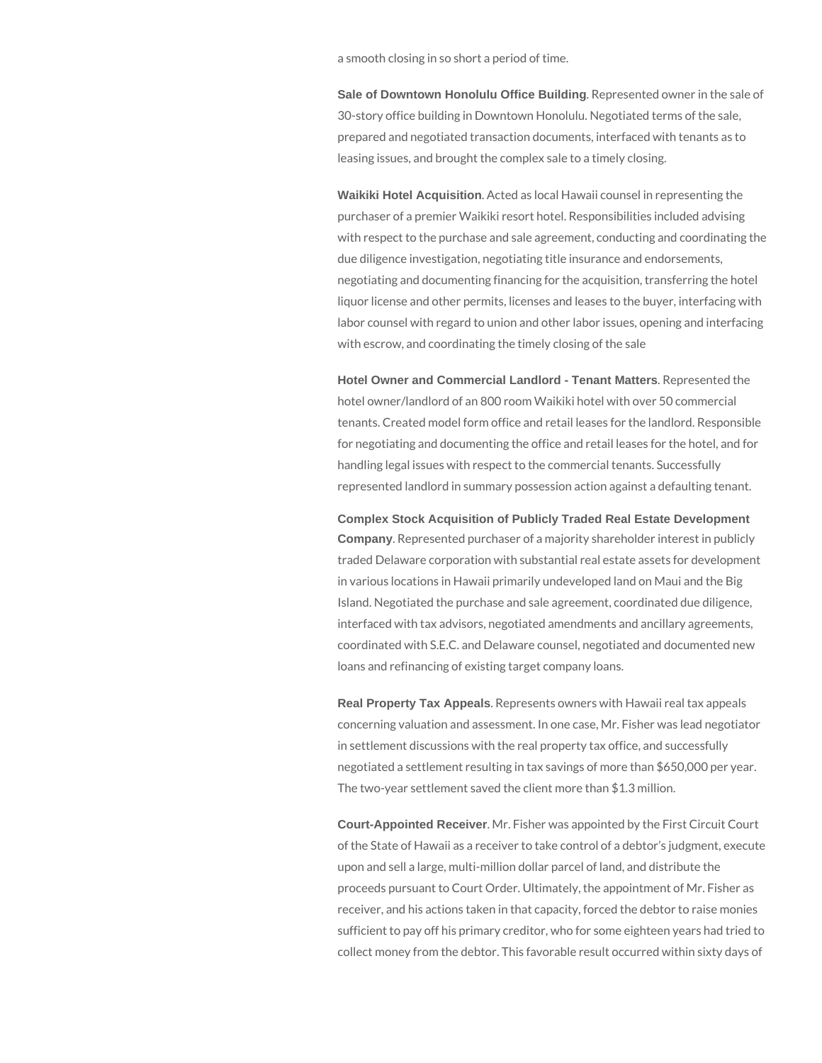a smooth closing in so short a period of time.

**Sale of Downtown Honolulu Office Building**. Represented owner in the sale of 30-story office building in Downtown Honolulu. Negotiated terms of the sale, prepared and negotiated transaction documents, interfaced with tenants as to leasing issues, and brought the complex sale to a timely closing.

**Waikiki Hotel Acquisition**. Acted as local Hawaii counsel in representing the purchaser of a premier Waikiki resort hotel. Responsibilities included advising with respect to the purchase and sale agreement, conducting and coordinating the due diligence investigation, negotiating title insurance and endorsements, negotiating and documenting financing for the acquisition, transferring the hotel liquor license and other permits, licenses and leases to the buyer, interfacing with labor counsel with regard to union and other labor issues, opening and interfacing with escrow, and coordinating the timely closing of the sale

**Hotel Owner and Commercial Landlord - Tenant Matters**. Represented the hotel owner/landlord of an 800 room Waikiki hotel with over 50 commercial tenants. Created model form office and retail leases for the landlord. Responsible for negotiating and documenting the office and retail leases for the hotel, and for handling legal issues with respect to the commercial tenants. Successfully represented landlord in summary possession action against a defaulting tenant.

**Complex Stock Acquisition of Publicly Traded Real Estate Development Company**. Represented purchaser of a majority shareholder interest in publicly traded Delaware corporation with substantial real estate assets for development in various locations in Hawaii primarily undeveloped land on Maui and the Big Island. Negotiated the purchase and sale agreement, coordinated due diligence, interfaced with tax advisors, negotiated amendments and ancillary agreements, coordinated with S.E.C. and Delaware counsel, negotiated and documented new loans and refinancing of existing target company loans.

**Real Property Tax Appeals**. Represents owners with Hawaii real tax appeals concerning valuation and assessment. In one case, Mr. Fisher was lead negotiator in settlement discussions with the real property tax office, and successfully negotiated a settlement resulting in tax savings of more than $650,000 per year. The two-year settlement saved the client more than $1.3 million.

**Court-Appointed Receiver**. Mr. Fisher was appointed by the First Circuit Court of the State of Hawaii as a receiver to take control of a debtor's judgment, execute upon and sell a large, multi-million dollar parcel of land, and distribute the proceeds pursuant to Court Order. Ultimately, the appointment of Mr. Fisher as receiver, and his actions taken in that capacity, forced the debtor to raise monies sufficient to pay off his primary creditor, who for some eighteen years had tried to collect money from the debtor. This favorable result occurred within sixty days of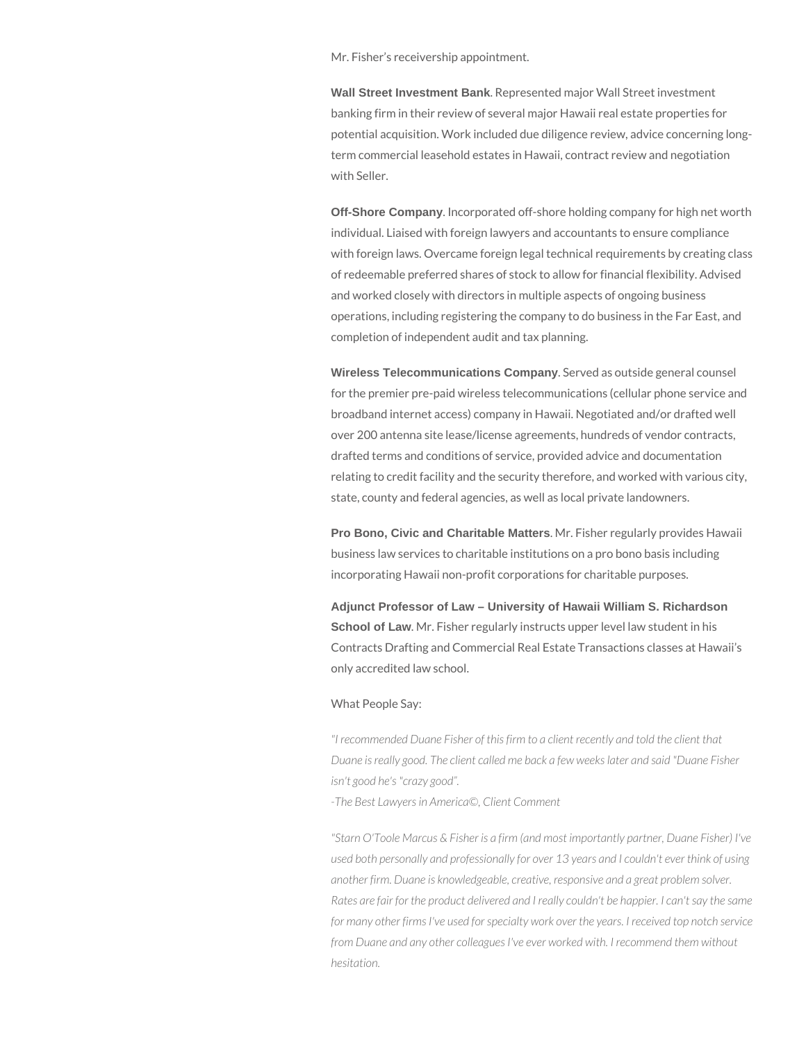Mr. Fisher's receivership appointment.

**Wall Street Investment Bank**. Represented major Wall Street investment banking firm in their review of several major Hawaii real estate properties for potential acquisition. Work included due diligence review, advice concerning long-term commercial leasehold estates in Hawaii, contract review and negotiation with Seller.

**Off-Shore Company**. Incorporated off-shore holding company for high net worth individual. Liaised with foreign lawyers and accountants to ensure compliance with foreign laws. Overcame foreign legal technical requirements by creating class of redeemable preferred shares of stock to allow for financial flexibility. Advised and worked closely with directors in multiple aspects of ongoing business operations, including registering the company to do business in the Far East, and completion of independent audit and tax planning.

**Wireless Telecommunications Company**. Served as outside general counsel for the premier pre-paid wireless telecommunications (cellular phone service and broadband internet access) company in Hawaii. Negotiated and/or drafted well over 200 antenna site lease/license agreements, hundreds of vendor contracts, drafted terms and conditions of service, provided advice and documentation relating to credit facility and the security therefore, and worked with various city, state, county and federal agencies, as well as local private landowners.

**Pro Bono, Civic and Charitable Matters**. Mr. Fisher regularly provides Hawaii business law services to charitable institutions on a pro bono basis including incorporating Hawaii non-profit corporations for charitable purposes.

**Adjunct Professor of Law – University of Hawaii William S. Richardson School of Law**. Mr. Fisher regularly instructs upper level law student in his Contracts Drafting and Commercial Real Estate Transactions classes at Hawaii's only accredited law school.

What People Say:

*"I recommended Duane Fisher of this firm to a client recently and told the client that Duane is really good. The client called me back a few weeks later and said "Duane Fisher isn't good he's "crazy good".*
*-The Best Lawyers in America©, Client Comment*

*"Starn O'Toole Marcus & Fisher is a firm (and most importantly partner, Duane Fisher) I've used both personally and professionally for over 13 years and I couldn't ever think of using another firm. Duane is knowledgeable, creative, responsive and a great problem solver. Rates are fair for the product delivered and I really couldn't be happier. I can't say the same for many other firms I've used for specialty work over the years. I received top notch service from Duane and any other colleagues I've ever worked with. I recommend them without hesitation.*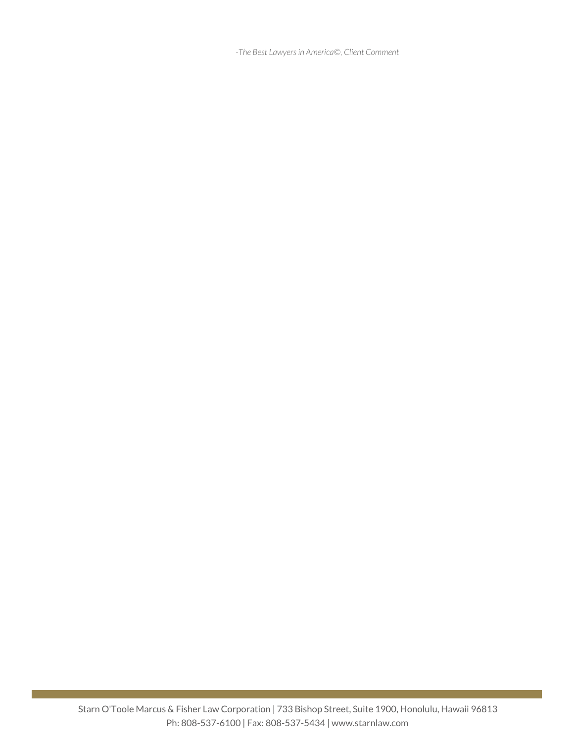*-The Best Lawyers in America©, Client Comment*